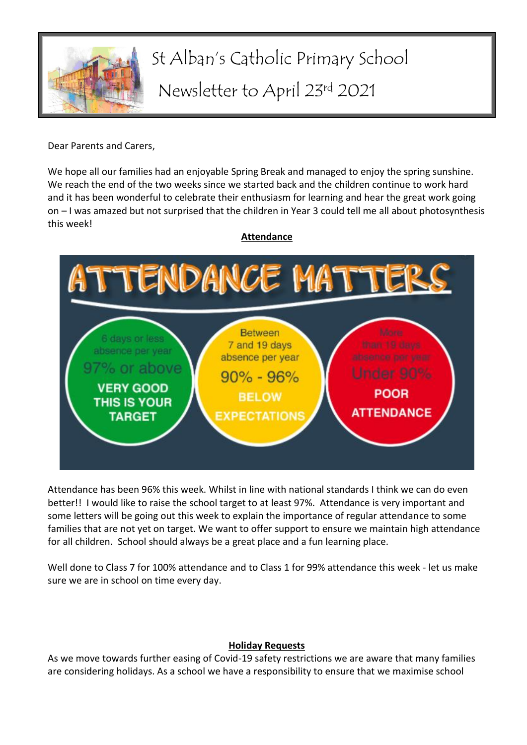# St Alban's Catholic Primary School

## Newsletter to April 23rd 2021

Dear Parents and Carers,

We hope all our families had an enjoyable Spring Break and managed to enjoy the spring sunshine. We reach the end of the two weeks since we started back and the children continue to work hard and it has been wonderful to celebrate their enthusiasm for learning and hear the great work going on – I was amazed but not surprised that the children in Year 3 could tell me all about photosynthesis this week!

**Attendance**

ATTENDANCE MATTERS

| 6 days or less absence per year | Between 7 and 19 days absence per year | More than 19 days absence per year |
|---|---|---|
| 97% or above | 90% - 96% | Under 90% |
| VERY GOOD THIS IS YOUR TARGET | BELOW EXPECTATIONS | POOR ATTENDANCE |

Attendance has been 96% this week. Whilst in line with national standards I think we can do even better!! I would like to raise the school target to at least 97%. Attendance is very important and some letters will be going out this week to explain the importance of regular attendance to some families that are not yet on target. We want to offer support to ensure we maintain high attendance for all children. School should always be a great place and a fun learning place.

Well done to Class 7 for 100% attendance and to Class 1 for 99% attendance this week - let us make sure we are in school on time every day.

**Holiday Requests**

As we move towards further easing of Covid-19 safety restrictions we are aware that many families are considering holidays. As a school we have a responsibility to ensure that we maximise school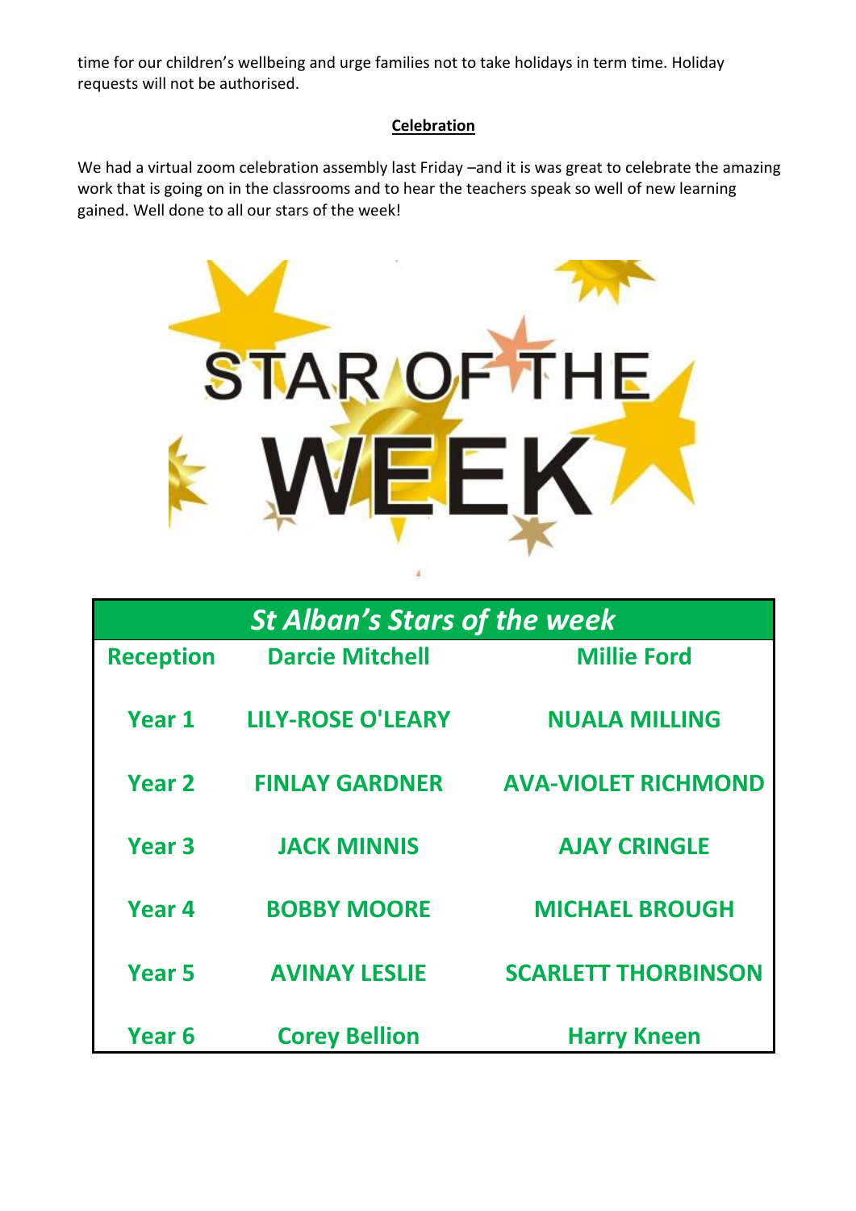time for our children's wellbeing and urge families not to take holidays in term time. Holiday requests will not be authorised.

**Celebration**

We had a virtual zoom celebration assembly last Friday –and it is was great to celebrate the amazing work that is going on in the classrooms and to hear the teachers speak so well of new learning gained. Well done to all our stars of the week!

STAR OF THE WEEK

| *St Alban's Stars of the week* | | |
|---|---|---|
| **Reception** | **Darcie Mitchell** | **Millie Ford** |
| **Year 1** | **LILY-ROSE O'LEARY** | **NUALA MILLING** |
| **Year 2** | **FINLAY GARDNER** | **AVA-VIOLET RICHMOND** |
| **Year 3** | **JACK MINNIS** | **AJAY CRINGLE** |
| **Year 4** | **BOBBY MOORE** | **MICHAEL BROUGH** |
| **Year 5** | **AVINAY LESLIE** | **SCARLETT THORBINSON** |
| **Year 6** | **Corey Bellion** | **Harry Kneen** |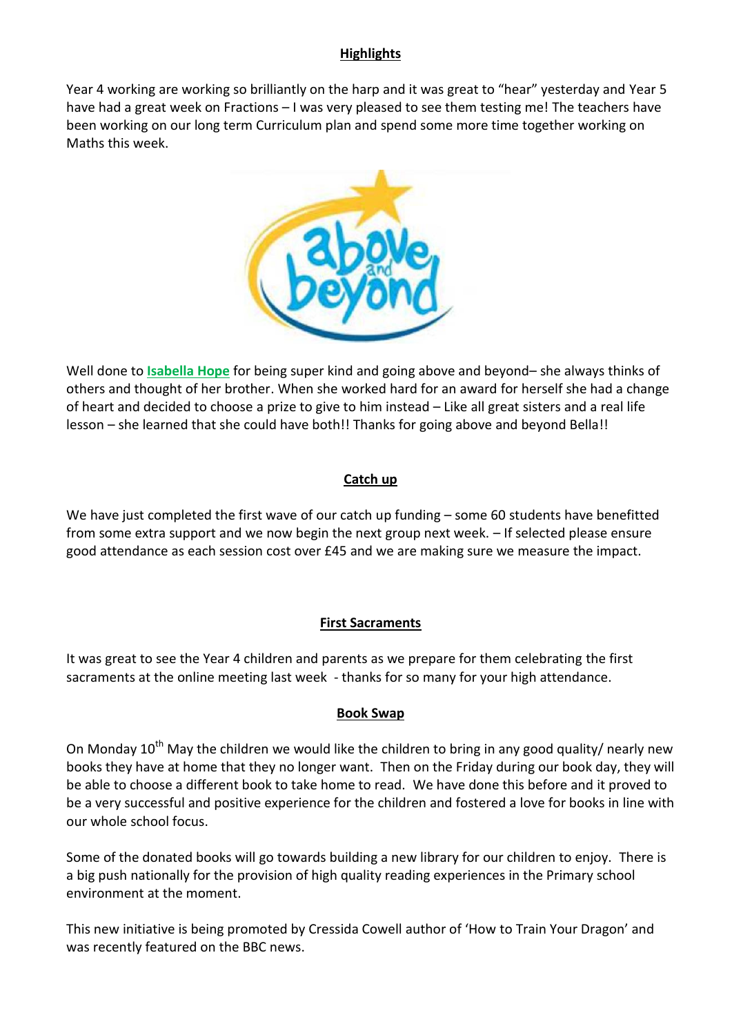## Highlights

Year 4 working are working so brilliantly on the harp and it was great to "hear" yesterday and Year 5 have had a great week on Fractions – I was very pleased to see them testing me! The teachers have been working on our long term Curriculum plan and spend some more time together working on Maths this week.

Well done to **Isabella Hope** for being super kind and going above and beyond– she always thinks of others and thought of her brother. When she worked hard for an award for herself she had a change of heart and decided to choose a prize to give to him instead – Like all great sisters and a real life lesson – she learned that she could have both!! Thanks for going above and beyond Bella!!

## Catch up

We have just completed the first wave of our catch up funding – some 60 students have benefitted from some extra support and we now begin the next group next week. – If selected please ensure good attendance as each session cost over £45 and we are making sure we measure the impact.

## First Sacraments

It was great to see the Year 4 children and parents as we prepare for them celebrating the first sacraments at the online meeting last week - thanks for so many for your high attendance.

## Book Swap

On Monday 10th May the children we would like the children to bring in any good quality/ nearly new books they have at home that they no longer want. Then on the Friday during our book day, they will be able to choose a different book to take home to read. We have done this before and it proved to be a very successful and positive experience for the children and fostered a love for books in line with our whole school focus.

Some of the donated books will go towards building a new library for our children to enjoy. There is a big push nationally for the provision of high quality reading experiences in the Primary school environment at the moment.

This new initiative is being promoted by Cressida Cowell author of 'How to Train Your Dragon' and was recently featured on the BBC news.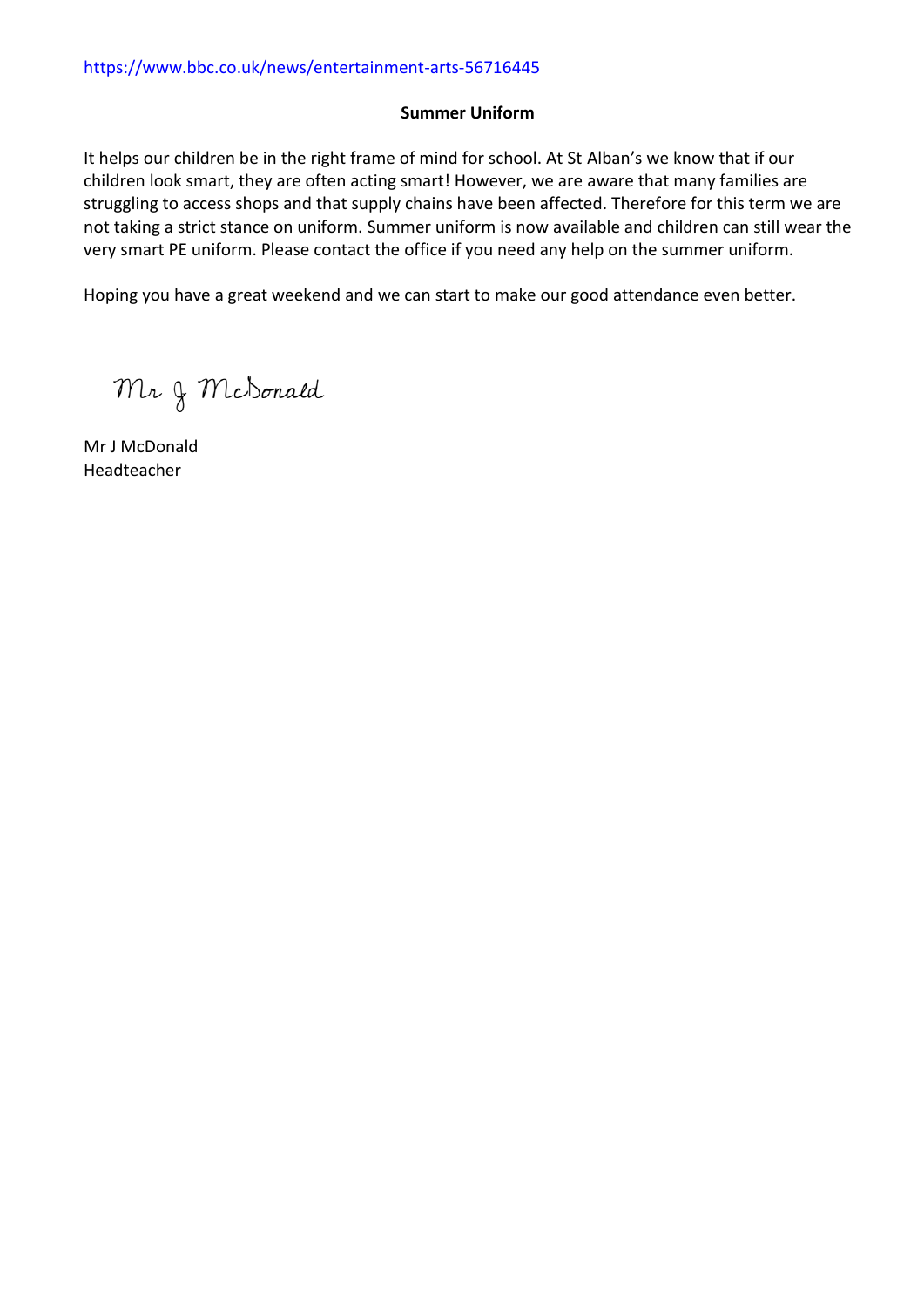https://www.bbc.co.uk/news/entertainment-arts-56716445

**Summer Uniform**

It helps our children be in the right frame of mind for school. At St Alban's we know that if our children look smart, they are often acting smart! However, we are aware that many families are struggling to access shops and that supply chains have been affected. Therefore for this term we are not taking a strict stance on uniform. Summer uniform is now available and children can still wear the very smart PE uniform. Please contact the office if you need any help on the summer uniform.

Hoping you have a great weekend and we can start to make our good attendance even better.

*Mr J McDonald*

Mr J McDonald
Headteacher